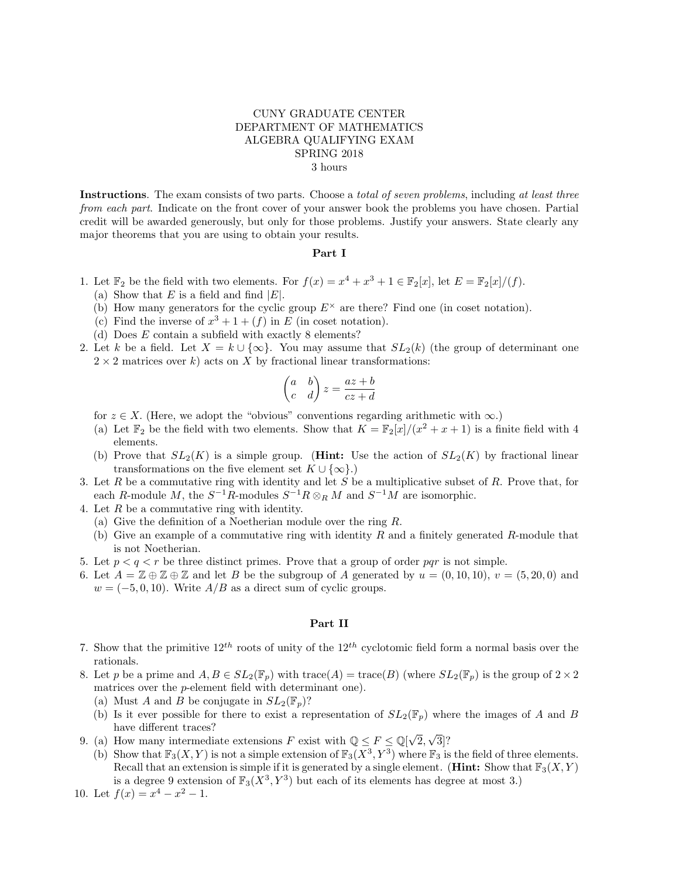CUNY GRADUATE CENTER
DEPARTMENT OF MATHEMATICS
ALGEBRA QUALIFYING EXAM
SPRING 2018
3 hours

**Instructions**. The exam consists of two parts. Choose a *total of seven problems*, including *at least three from each part*. Indicate on the front cover of your answer book the problems you have chosen. Partial credit will be awarded generously, but only for those problems. Justify your answers. State clearly any major theorems that you are using to obtain your results.

## Part I

1. Let $\mathbb{F}_2$ be the field with two elements. For $f(x) = x^4 + x^3 + 1 \in \mathbb{F}_2[x]$, let $E = \mathbb{F}_2[x]/(f)$.
   (a) Show that $E$ is a field and find $|E|$.
   (b) How many generators for the cyclic group $E^\times$ are there? Find one (in coset notation).
   (c) Find the inverse of $x^3 + 1 + (f)$ in $E$ (in coset notation).
   (d) Does $E$ contain a subfield with exactly 8 elements?
2. Let $k$ be a field. Let $X = k \cup \{\infty\}$. You may assume that $SL_2(k)$ (the group of determinant one $2 \times 2$ matrices over $k$) acts on $X$ by fractional linear transformations:
   $$\begin{pmatrix} a & b \\ c & d \end{pmatrix} z = \frac{az + b}{cz + d}$$
   for $z \in X$. (Here, we adopt the "obvious" conventions regarding arithmetic with $\infty$.)
   (a) Let $\mathbb{F}_2$ be the field with two elements. Show that $K = \mathbb{F}_2[x]/(x^2 + x + 1)$ is a finite field with 4 elements.
   (b) Prove that $SL_2(K)$ is a simple group. (**Hint:** Use the action of $SL_2(K)$ by fractional linear transformations on the five element set $K \cup \{\infty\}$.)
3. Let $R$ be a commutative ring with identity and let $S$ be a multiplicative subset of $R$. Prove that, for each $R$-module $M$, the $S^{-1}R$-modules $S^{-1}R \otimes_R M$ and $S^{-1}M$ are isomorphic.
4. Let $R$ be a commutative ring with identity.
   (a) Give the definition of a Noetherian module over the ring $R$.
   (b) Give an example of a commutative ring with identity $R$ and a finitely generated $R$-module that is not Noetherian.
5. Let $p < q < r$ be three distinct primes. Prove that a group of order $pqr$ is not simple.
6. Let $A = \mathbb{Z} \oplus \mathbb{Z} \oplus \mathbb{Z}$ and let $B$ be the subgroup of $A$ generated by $u = (0, 10, 10)$, $v = (5, 20, 0)$ and $w = (-5, 0, 10)$. Write $A/B$ as a direct sum of cyclic groups.

## Part II

7. Show that the primitive $12^{th}$ roots of unity of the $12^{th}$ cyclotomic field form a normal basis over the rationals.
8. Let $p$ be a prime and $A, B \in SL_2(\mathbb{F}_p)$ with $\text{trace}(A) = \text{trace}(B)$ (where $SL_2(\mathbb{F}_p)$ is the group of $2 \times 2$ matrices over the $p$-element field with determinant one).
   (a) Must $A$ and $B$ be conjugate in $SL_2(\mathbb{F}_p)$?
   (b) Is it ever possible for there to exist a representation of $SL_2(\mathbb{F}_p)$ where the images of $A$ and $B$ have different traces?
9. (a) How many intermediate extensions $F$ exist with $\mathbb{Q} \leq F \leq \mathbb{Q}[\sqrt{2}, \sqrt{3}]$?
   (b) Show that $\mathbb{F}_3(X, Y)$ is not a simple extension of $\mathbb{F}_3(X^3, Y^3)$ where $\mathbb{F}_3$ is the field of three elements. Recall that an extension is simple if it is generated by a single element. (**Hint:** Show that $\mathbb{F}_3(X, Y)$ is a degree 9 extension of $\mathbb{F}_3(X^3, Y^3)$ but each of its elements has degree at most 3.)
10. Let $f(x) = x^4 - x^2 - 1$.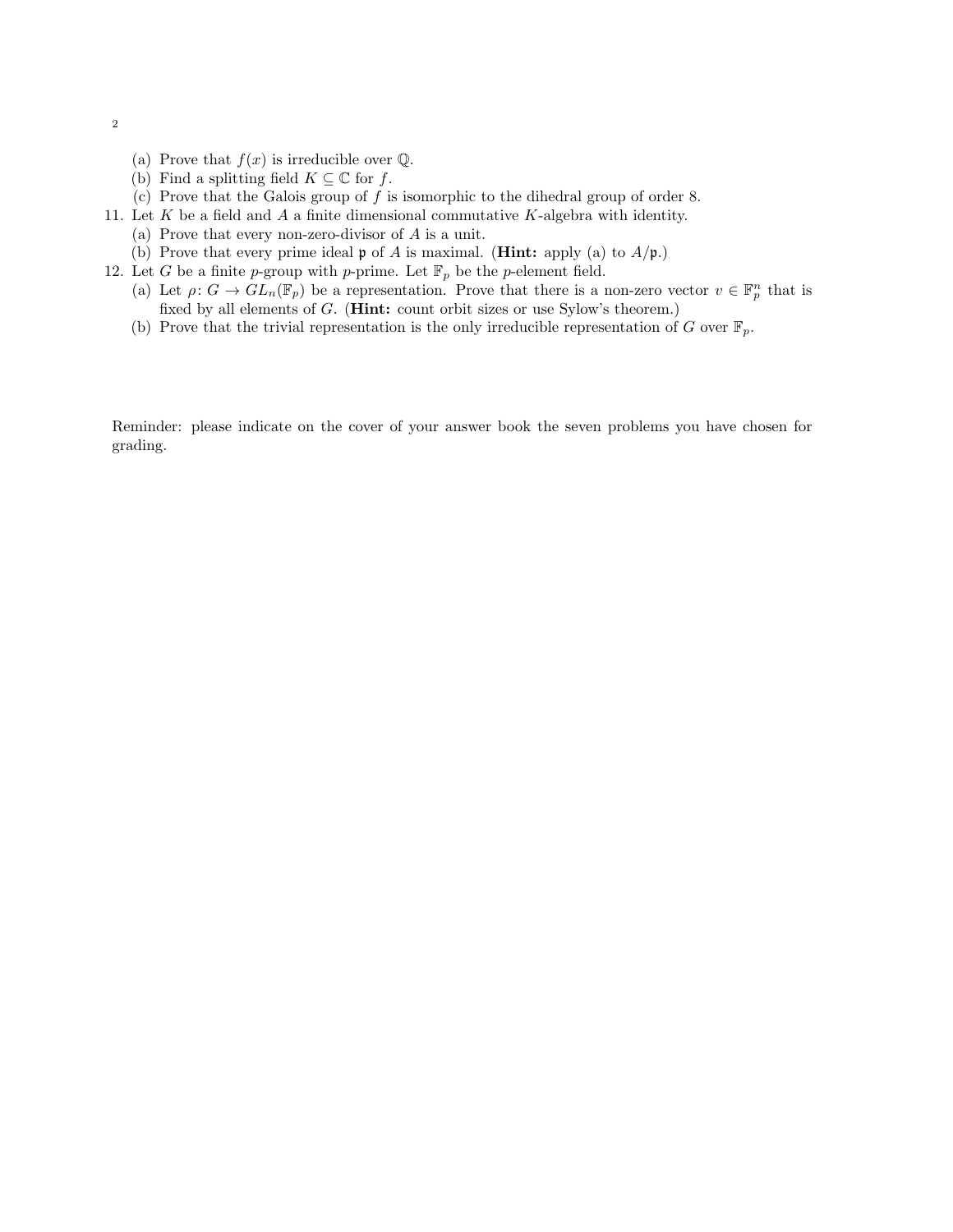(a) Prove that $f(x)$ is irreducible over $\mathbb{Q}$.
(b) Find a splitting field $K \subseteq \mathbb{C}$ for $f$.
(c) Prove that the Galois group of $f$ is isomorphic to the dihedral group of order 8.

11. Let $K$ be a field and $A$ a finite dimensional commutative $K$-algebra with identity.
    (a) Prove that every non-zero-divisor of $A$ is a unit.
    (b) Prove that every prime ideal $\mathfrak{p}$ of $A$ is maximal. (**Hint:** apply (a) to $A/\mathfrak{p}$.)
12. Let $G$ be a finite $p$-group with $p$-prime. Let $\mathbb{F}_p$ be the $p$-element field.
    (a) Let $\rho \colon G \to GL_n(\mathbb{F}_p)$ be a representation. Prove that there is a non-zero vector $v \in \mathbb{F}_p^n$ that is fixed by all elements of $G$. (**Hint:** count orbit sizes or use Sylow's theorem.)
    (b) Prove that the trivial representation is the only irreducible representation of $G$ over $\mathbb{F}_p$.

Reminder: please indicate on the cover of your answer book the seven problems you have chosen for grading.